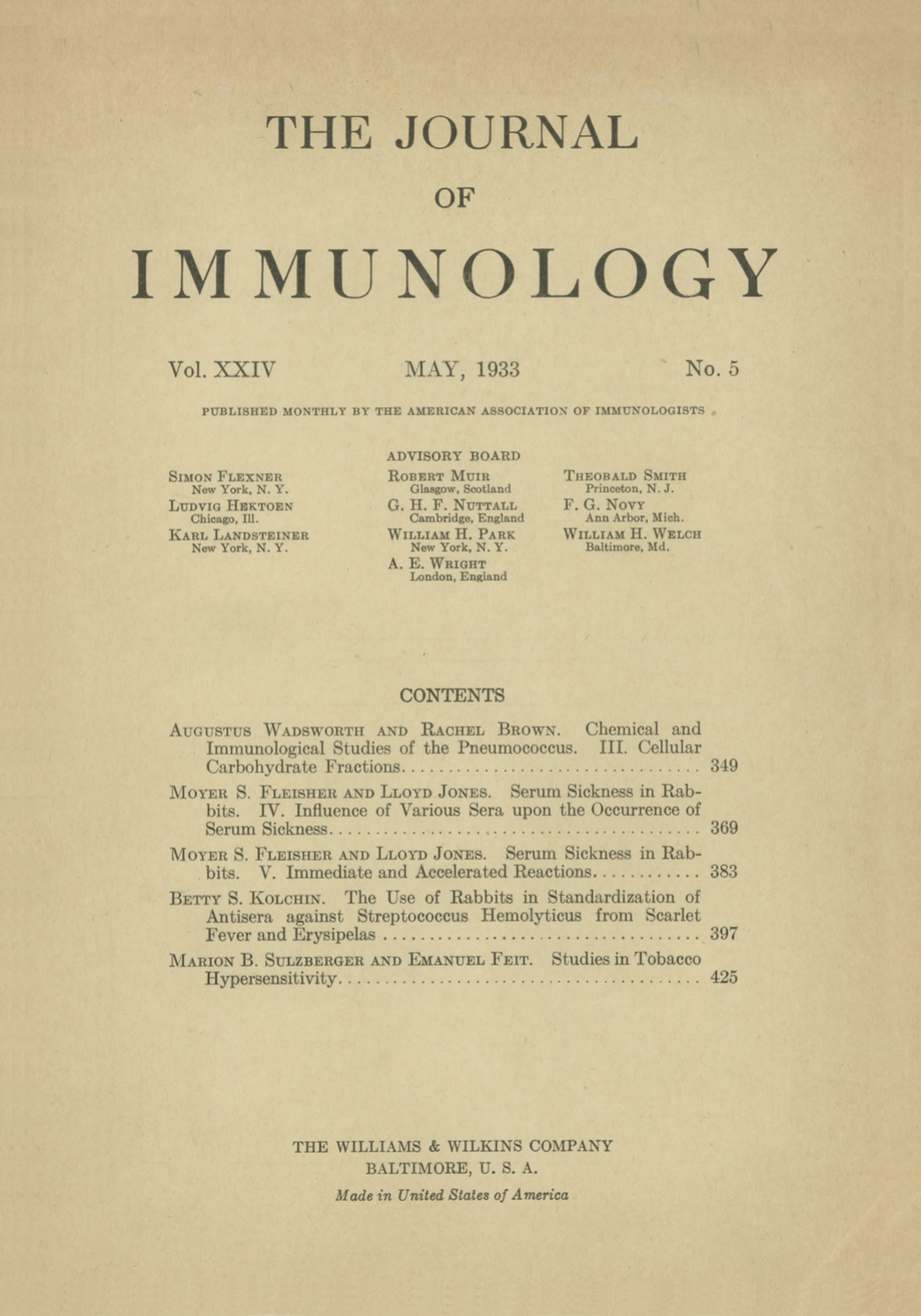# THE JOURNAL

## OF

# IMMUNOLOGY

Vol. XXIV MAY, 1933 No. 5

PUBLISHED MONTHLY BY THE AMERICAN ASSOCIATION OF IMMUNOLOGISTS

### ADVISORY BOARD

Simon Flexner
New York, N. Y.

Ludvig Hektoen
Chicago, Ill.

Karl Landsteiner
New York, N. Y.

Robert Muir
Glasgow, Scotland

G. H. F. Nuttall
Cambridge, England

William H. Park
New York, N. Y.

A. E. Wright
London, England

Theobald Smith
Princeton, N. J.

F. G. Novy
Ann Arbor, Mich.

William H. Welch
Baltimore, Md.

### CONTENTS

Augustus Wadsworth and Rachel Brown. Chemical and Immunological Studies of the Pneumococcus. III. Cellular Carbohydrate Fractions .......... 349

Moyer S. Fleisher and Lloyd Jones. Serum Sickness in Rabbits. IV. Influence of Various Sera upon the Occurrence of Serum Sickness .......... 369

Moyer S. Fleisher and Lloyd Jones. Serum Sickness in Rabbits. V. Immediate and Accelerated Reactions .......... 383

Betty S. Kolchin. The Use of Rabbits in Standardization of Antisera against Streptococcus Hemolyticus from Scarlet Fever and Erysipelas .......... 397

Marion B. Sulzberger and Emanuel Feit. Studies in Tobacco Hypersensitivity .......... 425

THE WILLIAMS & WILKINS COMPANY
BALTIMORE, U. S. A.

*Made in United States of America*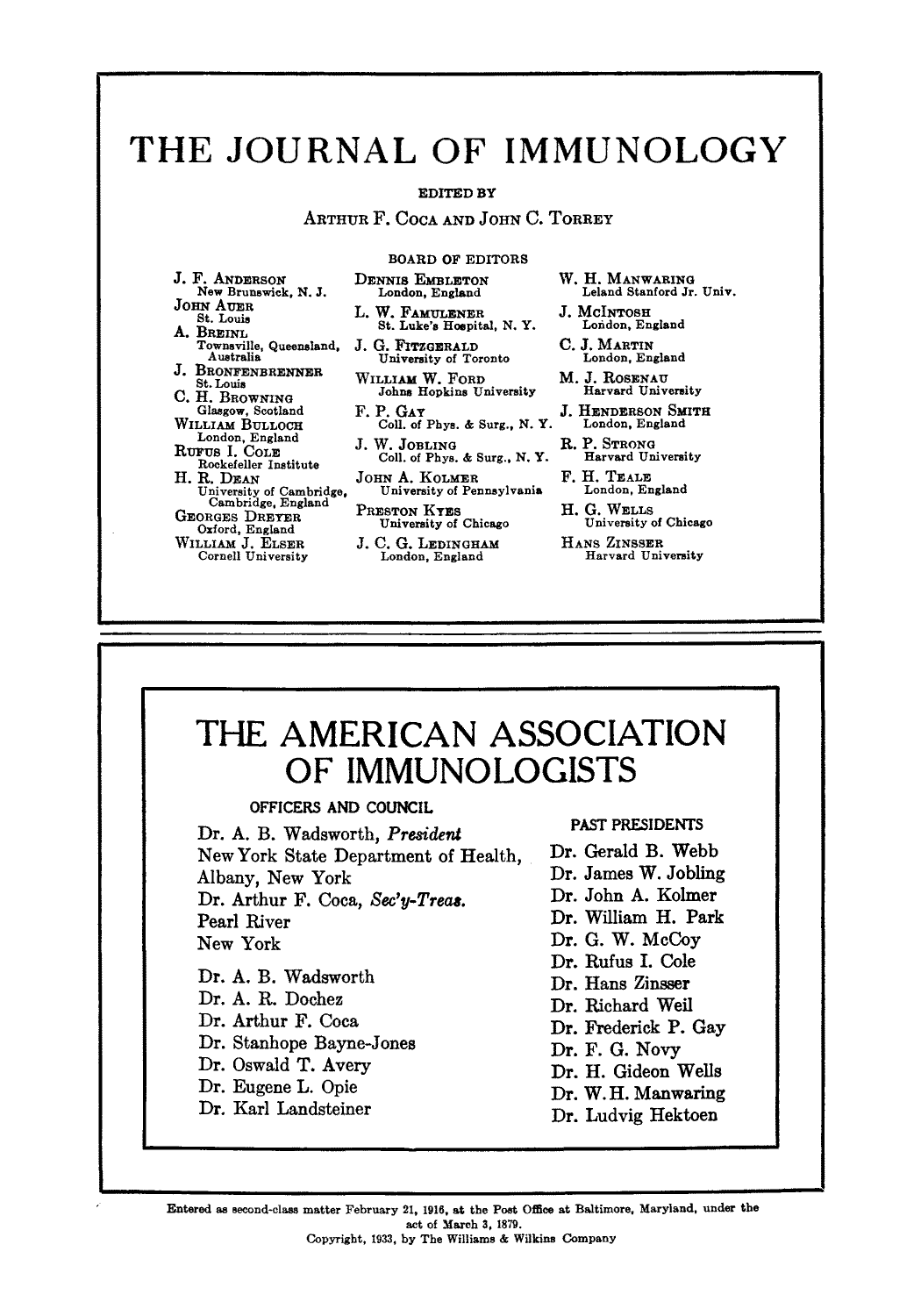# THE JOURNAL OF IMMUNOLOGY

EDITED BY

ARTHUR F. COCA AND JOHN C. TORREY

BOARD OF EDITORS

J. F. ANDERSON
New Brunswick, N. J.

JOHN AUER
St. Louis

A. BREINL
Townsville, Queensland, Australia

J. BRONFENBRENNER
St. Louis

C. H. BROWNING
Glasgow, Scotland

WILLIAM BULLOCH
London, England

RUFUS I. COLE
Rockefeller Institute

H. R. DEAN
University of Cambridge, Cambridge, England

GEORGES DREYER
Oxford, England

WILLIAM J. ELSER
Cornell University

DENNIS EMBLETON
London, England

L. W. FAMULENER
St. Luke's Hospital, N. Y.

J. G. FITZGERALD
University of Toronto

WILLIAM W. FORD
Johns Hopkins University

F. P. GAY
Coll. of Phys. & Surg., N. Y.

J. W. JOBLING
Coll. of Phys. & Surg., N. Y.

JOHN A. KOLMER
University of Pennsylvania

PRESTON KYES
University of Chicago

J. C. G. LEDINGHAM
London, England

W. H. MANWARING
Leland Stanford Jr. Univ.

J. MCINTOSH
London, England

C. J. MARTIN
London, England

M. J. ROSENAU
Harvard University

J. HENDERSON SMITH
London, England

R. P. STRONG
Harvard University

F. H. TEALE
London, England

H. G. WELLS
University of Chicago

HANS ZINSSER
Harvard University

# THE AMERICAN ASSOCIATION OF IMMUNOLOGISTS

OFFICERS AND COUNCIL

Dr. A. B. Wadsworth, *President*
New York State Department of Health,
Albany, New York

Dr. Arthur F. Coca, *Sec'y-Treas.*
Pearl River
New York

Dr. A. B. Wadsworth
Dr. A. R. Dochez
Dr. Arthur F. Coca
Dr. Stanhope Bayne-Jones
Dr. Oswald T. Avery
Dr. Eugene L. Opie
Dr. Karl Landsteiner

PAST PRESIDENTS

Dr. Gerald B. Webb
Dr. James W. Jobling
Dr. John A. Kolmer
Dr. William H. Park
Dr. G. W. McCoy
Dr. Rufus I. Cole
Dr. Hans Zinsser
Dr. Richard Weil
Dr. Frederick P. Gay
Dr. F. G. Novy
Dr. H. Gideon Wells
Dr. W. H. Manwaring
Dr. Ludvig Hektoen

Entered as second-class matter February 21, 1916, at the Post Office at Baltimore, Maryland, under the act of March 3, 1879.
Copyright, 1933, by The Williams & Wilkins Company